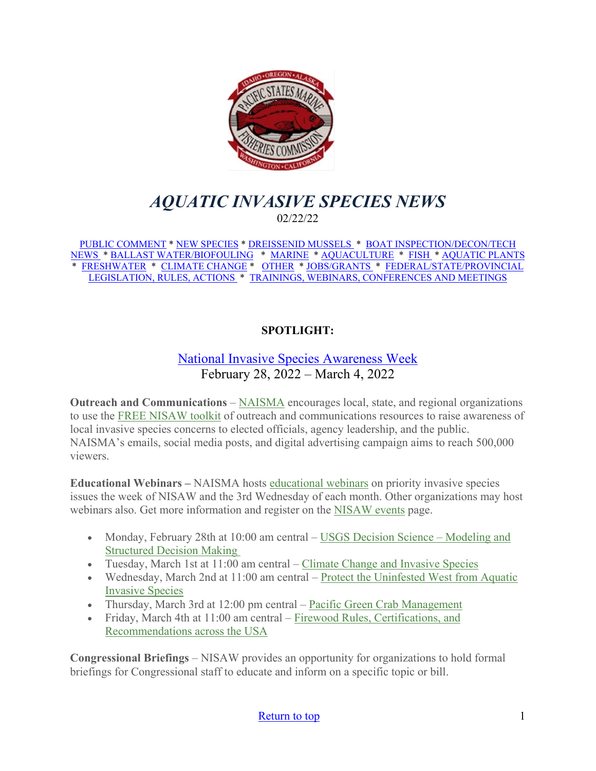# *AQUATIC INVASIVE SPECIES NEWS*

02/22/22

PUBLIC COMMENT * NEW SPECIES * DREISSENID MUSSELS * BOAT INSPECTION/DECON/TECH NEWS * BALLAST WATER/BIOFOULING * MARINE * AQUACULTURE * FISH * AQUATIC PLANTS * FRESHWATER * CLIMATE CHANGE * OTHER * JOBS/GRANTS * FEDERAL/STATE/PROVINCIAL LEGISLATION, RULES, ACTIONS * TRAININGS, WEBINARS, CONFERENCES AND MEETINGS

## SPOTLIGHT:

### National Invasive Species Awareness Week
February 28, 2022 – March 4, 2022

**Outreach and Communications** – NAISMA encourages local, state, and regional organizations to use the FREE NISAW toolkit of outreach and communications resources to raise awareness of local invasive species concerns to elected officials, agency leadership, and the public. NAISMA's emails, social media posts, and digital advertising campaign aims to reach 500,000 viewers.

**Educational Webinars –** NAISMA hosts educational webinars on priority invasive species issues the week of NISAW and the 3rd Wednesday of each month. Other organizations may host webinars also. Get more information and register on the NISAW events page.

- Monday, February 28th at 10:00 am central – USGS Decision Science – Modeling and Structured Decision Making
- Tuesday, March 1st at 11:00 am central – Climate Change and Invasive Species
- Wednesday, March 2nd at 11:00 am central – Protect the Uninfested West from Aquatic Invasive Species
- Thursday, March 3rd at 12:00 pm central – Pacific Green Crab Management
- Friday, March 4th at 11:00 am central – Firewood Rules, Certifications, and Recommendations across the USA

**Congressional Briefings** – NISAW provides an opportunity for organizations to hold formal briefings for Congressional staff to educate and inform on a specific topic or bill.

Return to top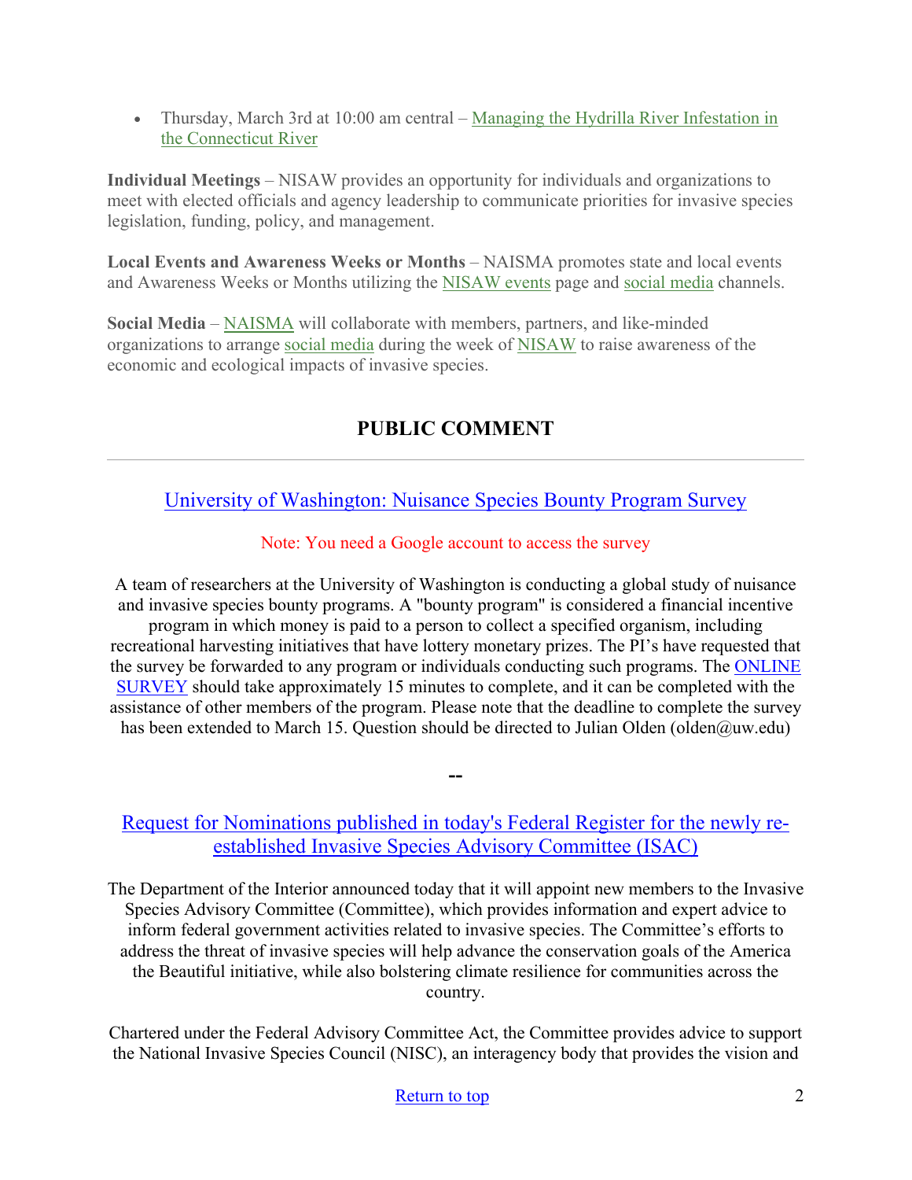- Thursday, March 3rd at 10:00 am central – Managing the Hydrilla River Infestation in the Connecticut River

**Individual Meetings** – NISAW provides an opportunity for individuals and organizations to meet with elected officials and agency leadership to communicate priorities for invasive species legislation, funding, policy, and management.

**Local Events and Awareness Weeks or Months** – NAISMA promotes state and local events and Awareness Weeks or Months utilizing the NISAW events page and social media channels.

**Social Media** – NAISMA will collaborate with members, partners, and like-minded organizations to arrange social media during the week of NISAW to raise awareness of the economic and ecological impacts of invasive species.

## PUBLIC COMMENT

---

### University of Washington: Nuisance Species Bounty Program Survey

Note: You need a Google account to access the survey

A team of researchers at the University of Washington is conducting a global study of nuisance and invasive species bounty programs. A "bounty program" is considered a financial incentive program in which money is paid to a person to collect a specified organism, including recreational harvesting initiatives that have lottery monetary prizes. The PI's have requested that the survey be forwarded to any program or individuals conducting such programs. The ONLINE SURVEY should take approximately 15 minutes to complete, and it can be completed with the assistance of other members of the program. Please note that the deadline to complete the survey has been extended to March 15. Question should be directed to Julian Olden (olden@uw.edu)

**--**

### Request for Nominations published in today's Federal Register for the newly re-established Invasive Species Advisory Committee (ISAC)

The Department of the Interior announced today that it will appoint new members to the Invasive Species Advisory Committee (Committee), which provides information and expert advice to inform federal government activities related to invasive species. The Committee's efforts to address the threat of invasive species will help advance the conservation goals of the America the Beautiful initiative, while also bolstering climate resilience for communities across the country.

Chartered under the Federal Advisory Committee Act, the Committee provides advice to support the National Invasive Species Council (NISC), an interagency body that provides the vision and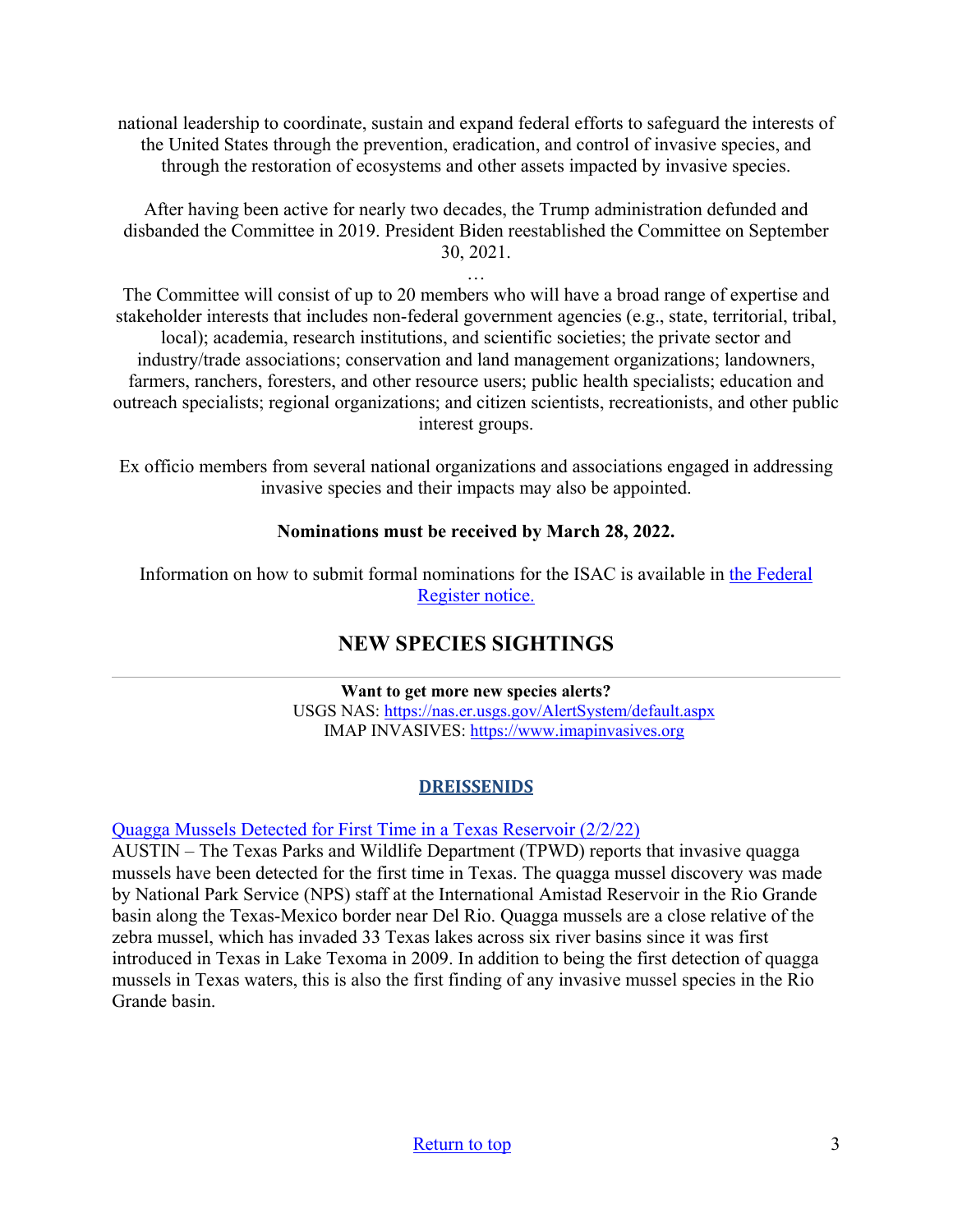national leadership to coordinate, sustain and expand federal efforts to safeguard the interests of the United States through the prevention, eradication, and control of invasive species, and through the restoration of ecosystems and other assets impacted by invasive species.

After having been active for nearly two decades, the Trump administration defunded and disbanded the Committee in 2019. President Biden reestablished the Committee on September 30, 2021.

…

The Committee will consist of up to 20 members who will have a broad range of expertise and stakeholder interests that includes non-federal government agencies (e.g., state, territorial, tribal, local); academia, research institutions, and scientific societies; the private sector and industry/trade associations; conservation and land management organizations; landowners, farmers, ranchers, foresters, and other resource users; public health specialists; education and outreach specialists; regional organizations; and citizen scientists, recreationists, and other public interest groups.

Ex officio members from several national organizations and associations engaged in addressing invasive species and their impacts may also be appointed.

**Nominations must be received by March 28, 2022.**

Information on how to submit formal nominations for the ISAC is available in [the Federal Register notice.]()

## NEW SPECIES SIGHTINGS

---

**Want to get more new species alerts?**
USGS NAS: https://nas.er.usgs.gov/AlertSystem/default.aspx
IMAP INVASIVES: https://www.imapinvasives.org

### DREISSENIDS

[Quagga Mussels Detected for First Time in a Texas Reservoir (2/2/22)]()
AUSTIN – The Texas Parks and Wildlife Department (TPWD) reports that invasive quagga mussels have been detected for the first time in Texas. The quagga mussel discovery was made by National Park Service (NPS) staff at the International Amistad Reservoir in the Rio Grande basin along the Texas-Mexico border near Del Rio. Quagga mussels are a close relative of the zebra mussel, which has invaded 33 Texas lakes across six river basins since it was first introduced in Texas in Lake Texoma in 2009. In addition to being the first detection of quagga mussels in Texas waters, this is also the first finding of any invasive mussel species in the Rio Grande basin.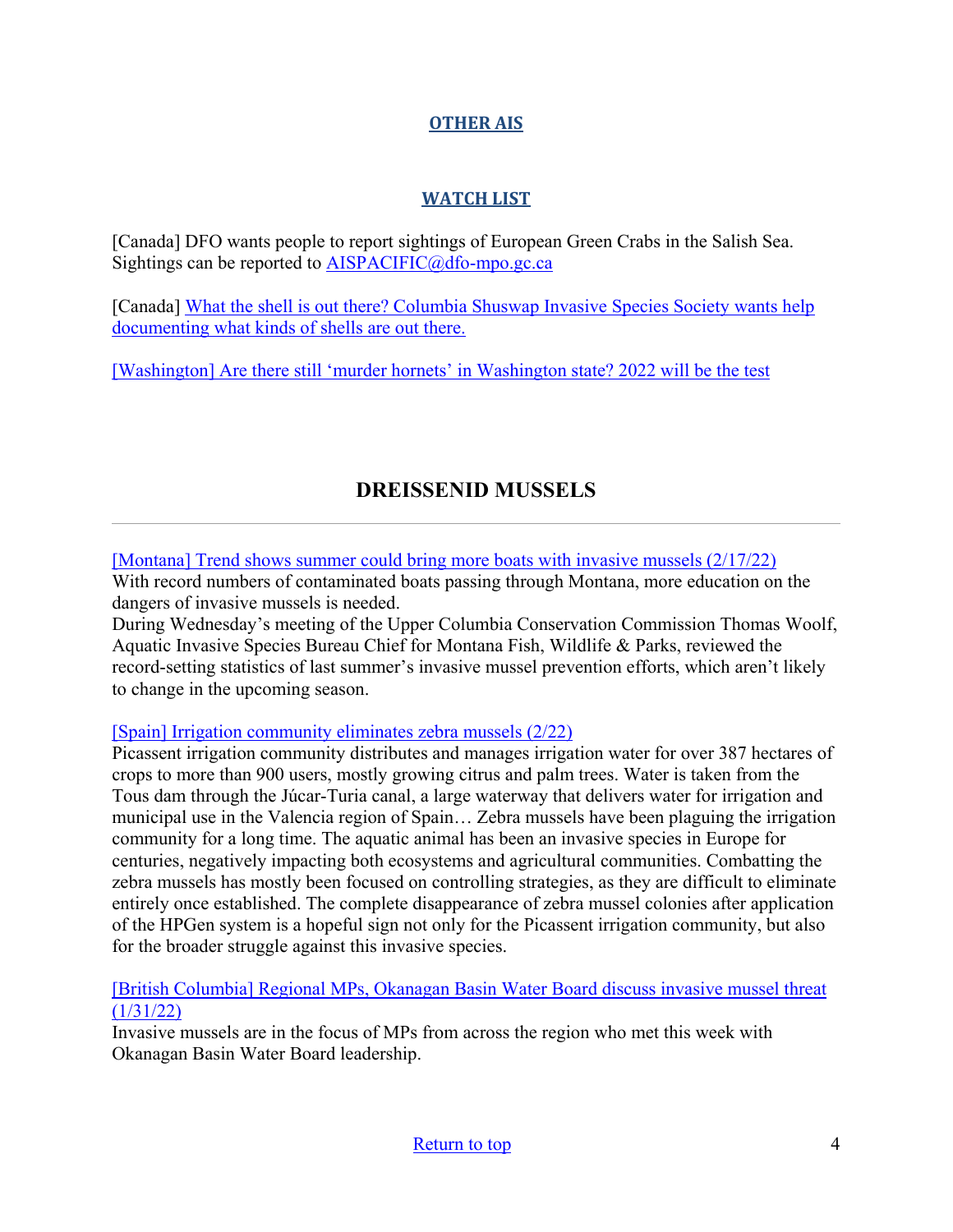## OTHER AIS

### WATCH LIST

[Canada] DFO wants people to report sightings of European Green Crabs in the Salish Sea. Sightings can be reported to AISPACIFIC@dfo-mpo.gc.ca

[Canada] What the shell is out there? Columbia Shuswap Invasive Species Society wants help documenting what kinds of shells are out there.

[Washington] Are there still 'murder hornets' in Washington state? 2022 will be the test

## DREISSENID MUSSELS

---

[Montana] Trend shows summer could bring more boats with invasive mussels (2/17/22)
With record numbers of contaminated boats passing through Montana, more education on the dangers of invasive mussels is needed.
During Wednesday's meeting of the Upper Columbia Conservation Commission Thomas Woolf, Aquatic Invasive Species Bureau Chief for Montana Fish, Wildlife & Parks, reviewed the record-setting statistics of last summer's invasive mussel prevention efforts, which aren't likely to change in the upcoming season.

[Spain] Irrigation community eliminates zebra mussels (2/22)
Picassent irrigation community distributes and manages irrigation water for over 387 hectares of crops to more than 900 users, mostly growing citrus and palm trees. Water is taken from the Tous dam through the Júcar-Turia canal, a large waterway that delivers water for irrigation and municipal use in the Valencia region of Spain… Zebra mussels have been plaguing the irrigation community for a long time. The aquatic animal has been an invasive species in Europe for centuries, negatively impacting both ecosystems and agricultural communities. Combatting the zebra mussels has mostly been focused on controlling strategies, as they are difficult to eliminate entirely once established. The complete disappearance of zebra mussel colonies after application of the HPGen system is a hopeful sign not only for the Picassent irrigation community, but also for the broader struggle against this invasive species.

[British Columbia] Regional MPs, Okanagan Basin Water Board discuss invasive mussel threat (1/31/22)
Invasive mussels are in the focus of MPs from across the region who met this week with Okanagan Basin Water Board leadership.

Return to top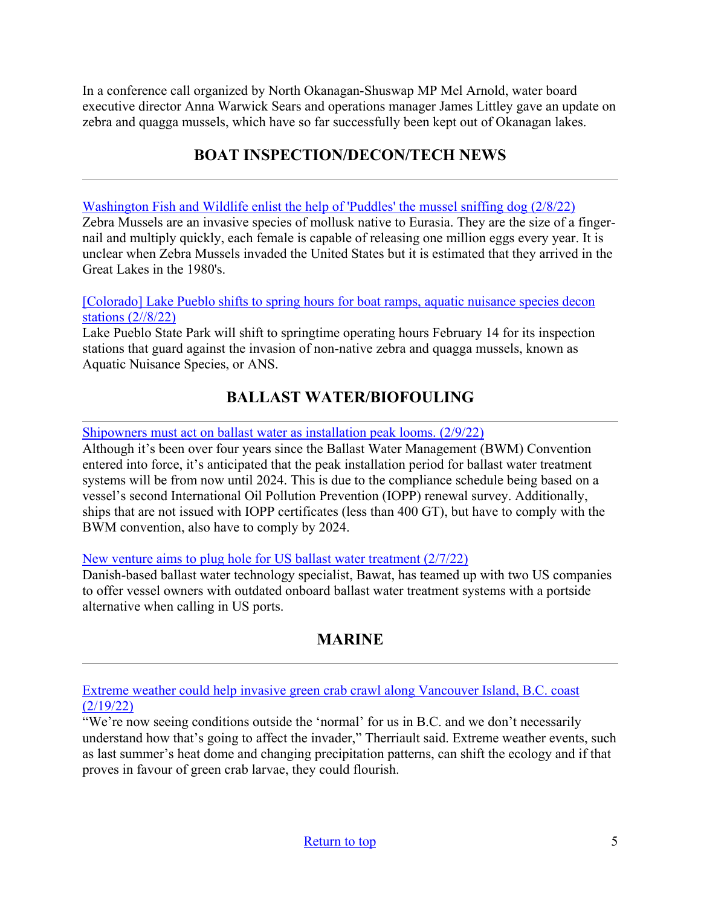In a conference call organized by North Okanagan-Shuswap MP Mel Arnold, water board executive director Anna Warwick Sears and operations manager James Littley gave an update on zebra and quagga mussels, which have so far successfully been kept out of Okanagan lakes.

## BOAT INSPECTION/DECON/TECH NEWS

---

Washington Fish and Wildlife enlist the help of 'Puddles' the mussel sniffing dog (2/8/22)
Zebra Mussels are an invasive species of mollusk native to Eurasia. They are the size of a finger-nail and multiply quickly, each female is capable of releasing one million eggs every year. It is unclear when Zebra Mussels invaded the United States but it is estimated that they arrived in the Great Lakes in the 1980's.

[Colorado] Lake Pueblo shifts to spring hours for boat ramps, aquatic nuisance species decon stations (2//8/22)
Lake Pueblo State Park will shift to springtime operating hours February 14 for its inspection stations that guard against the invasion of non-native zebra and quagga mussels, known as Aquatic Nuisance Species, or ANS.

## BALLAST WATER/BIOFOULING

---

Shipowners must act on ballast water as installation peak looms. (2/9/22)
Although it's been over four years since the Ballast Water Management (BWM) Convention entered into force, it's anticipated that the peak installation period for ballast water treatment systems will be from now until 2024. This is due to the compliance schedule being based on a vessel's second International Oil Pollution Prevention (IOPP) renewal survey. Additionally, ships that are not issued with IOPP certificates (less than 400 GT), but have to comply with the BWM convention, also have to comply by 2024.

New venture aims to plug hole for US ballast water treatment (2/7/22)
Danish-based ballast water technology specialist, Bawat, has teamed up with two US companies to offer vessel owners with outdated onboard ballast water treatment systems with a portside alternative when calling in US ports.

## MARINE

---

Extreme weather could help invasive green crab crawl along Vancouver Island, B.C. coast (2/19/22)
"We're now seeing conditions outside the 'normal' for us in B.C. and we don't necessarily understand how that's going to affect the invader," Therriault said. Extreme weather events, such as last summer's heat dome and changing precipitation patterns, can shift the ecology and if that proves in favour of green crab larvae, they could flourish.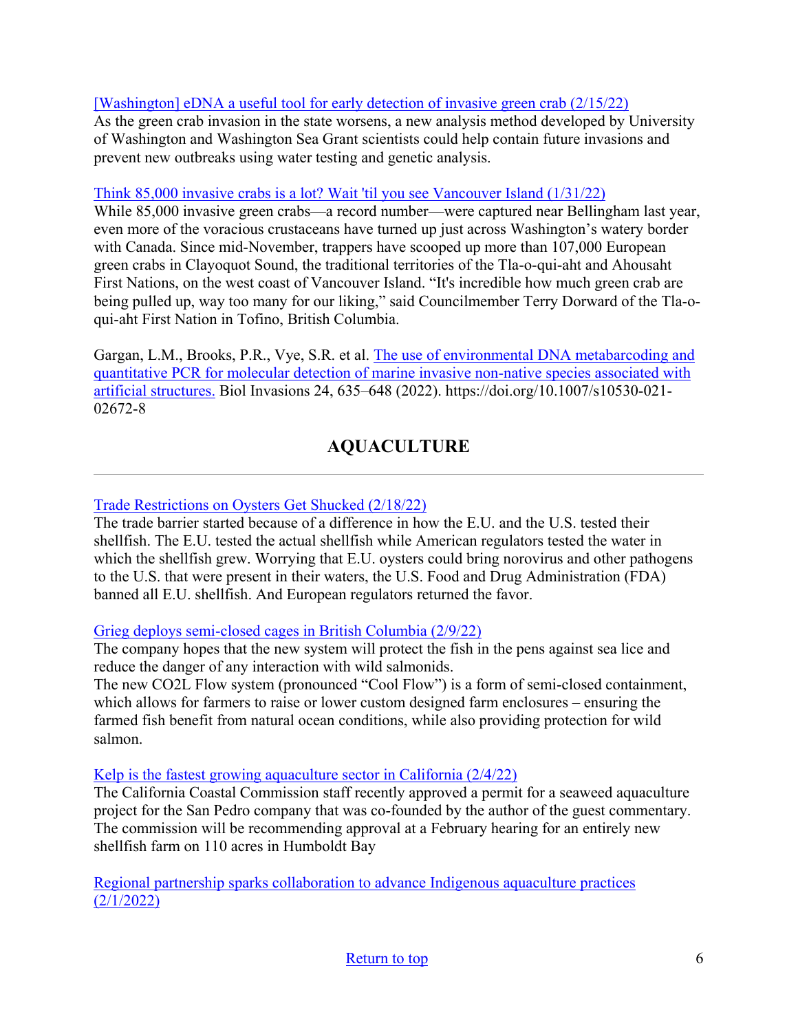[Washington] eDNA a useful tool for early detection of invasive green crab (2/15/22)
As the green crab invasion in the state worsens, a new analysis method developed by University of Washington and Washington Sea Grant scientists could help contain future invasions and prevent new outbreaks using water testing and genetic analysis.

Think 85,000 invasive crabs is a lot? Wait 'til you see Vancouver Island (1/31/22)
While 85,000 invasive green crabs—a record number—were captured near Bellingham last year, even more of the voracious crustaceans have turned up just across Washington's watery border with Canada. Since mid-November, trappers have scooped up more than 107,000 European green crabs in Clayoquot Sound, the traditional territories of the Tla-o-qui-aht and Ahousaht First Nations, on the west coast of Vancouver Island. "It's incredible how much green crab are being pulled up, way too many for our liking," said Councilmember Terry Dorward of the Tla-o-qui-aht First Nation in Tofino, British Columbia.

Gargan, L.M., Brooks, P.R., Vye, S.R. et al. The use of environmental DNA metabarcoding and quantitative PCR for molecular detection of marine invasive non-native species associated with artificial structures. Biol Invasions 24, 635–648 (2022). https://doi.org/10.1007/s10530-021-02672-8

## AQUACULTURE

---

Trade Restrictions on Oysters Get Shucked (2/18/22)
The trade barrier started because of a difference in how the E.U. and the U.S. tested their shellfish. The E.U. tested the actual shellfish while American regulators tested the water in which the shellfish grew. Worrying that E.U. oysters could bring norovirus and other pathogens to the U.S. that were present in their waters, the U.S. Food and Drug Administration (FDA) banned all E.U. shellfish. And European regulators returned the favor.

Grieg deploys semi-closed cages in British Columbia (2/9/22)
The company hopes that the new system will protect the fish in the pens against sea lice and reduce the danger of any interaction with wild salmonids.
The new CO2L Flow system (pronounced "Cool Flow") is a form of semi-closed containment, which allows for farmers to raise or lower custom designed farm enclosures – ensuring the farmed fish benefit from natural ocean conditions, while also providing protection for wild salmon.

Kelp is the fastest growing aquaculture sector in California (2/4/22)
The California Coastal Commission staff recently approved a permit for a seaweed aquaculture project for the San Pedro company that was co-founded by the author of the guest commentary. The commission will be recommending approval at a February hearing for an entirely new shellfish farm on 110 acres in Humboldt Bay

Regional partnership sparks collaboration to advance Indigenous aquaculture practices (2/1/2022)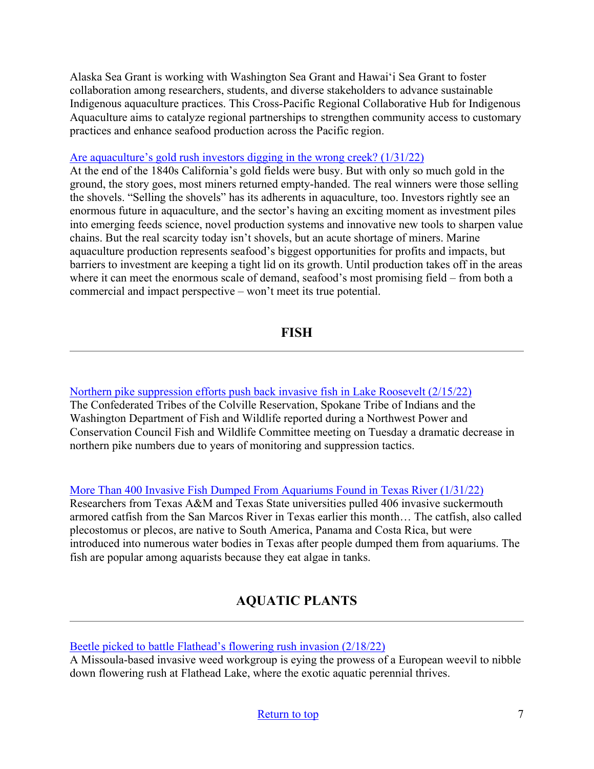Alaska Sea Grant is working with Washington Sea Grant and Hawaiʻi Sea Grant to foster collaboration among researchers, students, and diverse stakeholders to advance sustainable Indigenous aquaculture practices. This Cross-Pacific Regional Collaborative Hub for Indigenous Aquaculture aims to catalyze regional partnerships to strengthen community access to customary practices and enhance seafood production across the Pacific region.

[Are aquaculture's gold rush investors digging in the wrong creek? (1/31/22)]
At the end of the 1840s California's gold fields were busy. But with only so much gold in the ground, the story goes, most miners returned empty-handed. The real winners were those selling the shovels. "Selling the shovels" has its adherents in aquaculture, too. Investors rightly see an enormous future in aquaculture, and the sector's having an exciting moment as investment piles into emerging feeds science, novel production systems and innovative new tools to sharpen value chains. But the real scarcity today isn't shovels, but an acute shortage of miners. Marine aquaculture production represents seafood's biggest opportunities for profits and impacts, but barriers to investment are keeping a tight lid on its growth. Until production takes off in the areas where it can meet the enormous scale of demand, seafood's most promising field – from both a commercial and impact perspective – won't meet its true potential.

## FISH

---

[Northern pike suppression efforts push back invasive fish in Lake Roosevelt (2/15/22)]
The Confederated Tribes of the Colville Reservation, Spokane Tribe of Indians and the Washington Department of Fish and Wildlife reported during a Northwest Power and Conservation Council Fish and Wildlife Committee meeting on Tuesday a dramatic decrease in northern pike numbers due to years of monitoring and suppression tactics.

[More Than 400 Invasive Fish Dumped From Aquariums Found in Texas River (1/31/22)]
Researchers from Texas A&M and Texas State universities pulled 406 invasive suckermouth armored catfish from the San Marcos River in Texas earlier this month… The catfish, also called plecostomus or plecos, are native to South America, Panama and Costa Rica, but were introduced into numerous water bodies in Texas after people dumped them from aquariums. The fish are popular among aquarists because they eat algae in tanks.

## AQUATIC PLANTS

---

[Beetle picked to battle Flathead's flowering rush invasion (2/18/22)]
A Missoula-based invasive weed workgroup is eying the prowess of a European weevil to nibble down flowering rush at Flathead Lake, where the exotic aquatic perennial thrives.

[Return to top]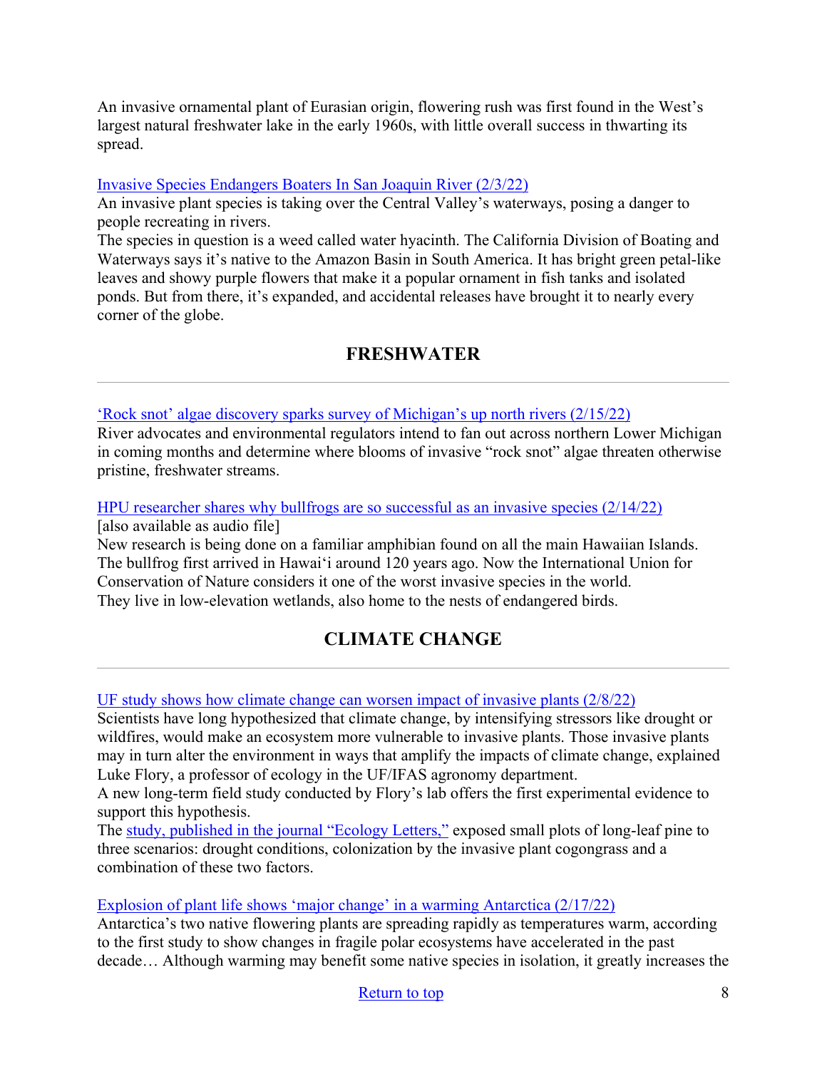An invasive ornamental plant of Eurasian origin, flowering rush was first found in the West's largest natural freshwater lake in the early 1960s, with little overall success in thwarting its spread.

[Invasive Species Endangers Boaters In San Joaquin River (2/3/22)]
An invasive plant species is taking over the Central Valley's waterways, posing a danger to people recreating in rivers.
The species in question is a weed called water hyacinth. The California Division of Boating and Waterways says it's native to the Amazon Basin in South America. It has bright green petal-like leaves and showy purple flowers that make it a popular ornament in fish tanks and isolated ponds. But from there, it's expanded, and accidental releases have brought it to nearly every corner of the globe.

## FRESHWATER

---

['Rock snot' algae discovery sparks survey of Michigan's up north rivers (2/15/22)]
River advocates and environmental regulators intend to fan out across northern Lower Michigan in coming months and determine where blooms of invasive "rock snot" algae threaten otherwise pristine, freshwater streams.

[HPU researcher shares why bullfrogs are so successful as an invasive species (2/14/22)]
[also available as audio file]
New research is being done on a familiar amphibian found on all the main Hawaiian Islands. The bullfrog first arrived in Hawaiʻi around 120 years ago. Now the International Union for Conservation of Nature considers it one of the worst invasive species in the world.
They live in low-elevation wetlands, also home to the nests of endangered birds.

## CLIMATE CHANGE

---

[UF study shows how climate change can worsen impact of invasive plants (2/8/22)]
Scientists have long hypothesized that climate change, by intensifying stressors like drought or wildfires, would make an ecosystem more vulnerable to invasive plants. Those invasive plants may in turn alter the environment in ways that amplify the impacts of climate change, explained Luke Flory, a professor of ecology in the UF/IFAS agronomy department.
A new long-term field study conducted by Flory's lab offers the first experimental evidence to support this hypothesis.
The study, published in the journal "Ecology Letters," exposed small plots of long-leaf pine to three scenarios: drought conditions, colonization by the invasive plant cogongrass and a combination of these two factors.

[Explosion of plant life shows 'major change' in a warming Antarctica (2/17/22)]
Antarctica's two native flowering plants are spreading rapidly as temperatures warm, according to the first study to show changes in fragile polar ecosystems have accelerated in the past decade… Although warming may benefit some native species in isolation, it greatly increases the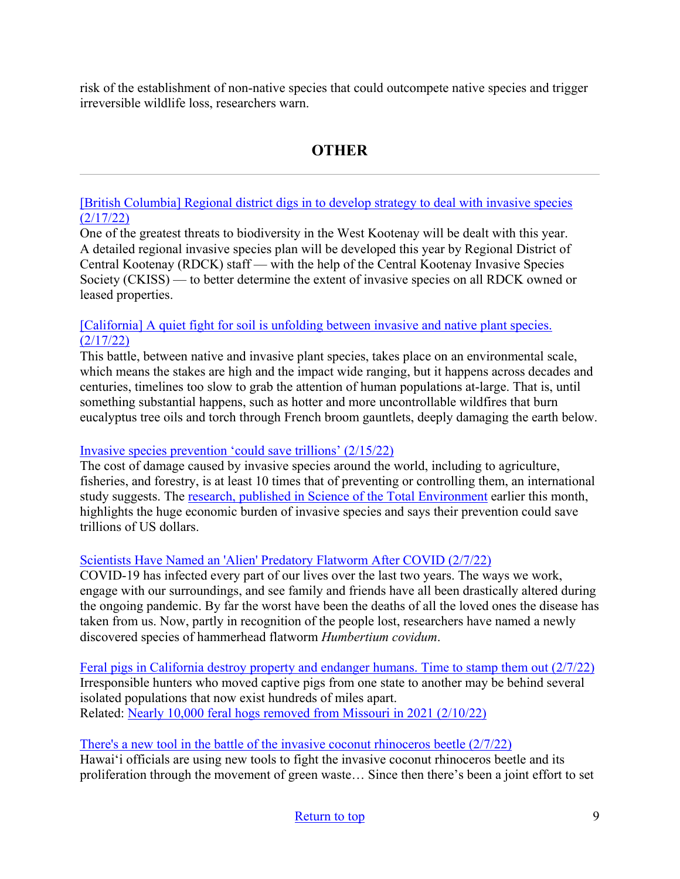risk of the establishment of non-native species that could outcompete native species and trigger irreversible wildlife loss, researchers warn.

## OTHER

---

[British Columbia] Regional district digs in to develop strategy to deal with invasive species (2/17/22)
One of the greatest threats to biodiversity in the West Kootenay will be dealt with this year. A detailed regional invasive species plan will be developed this year by Regional District of Central Kootenay (RDCK) staff — with the help of the Central Kootenay Invasive Species Society (CKISS) — to better determine the extent of invasive species on all RDCK owned or leased properties.

[California] A quiet fight for soil is unfolding between invasive and native plant species. (2/17/22)
This battle, between native and invasive plant species, takes place on an environmental scale, which means the stakes are high and the impact wide ranging, but it happens across decades and centuries, timelines too slow to grab the attention of human populations at-large. That is, until something substantial happens, such as hotter and more uncontrollable wildfires that burn eucalyptus tree oils and torch through French broom gauntlets, deeply damaging the earth below.

Invasive species prevention 'could save trillions' (2/15/22)
The cost of damage caused by invasive species around the world, including to agriculture, fisheries, and forestry, is at least 10 times that of preventing or controlling them, an international study suggests. The research, published in Science of the Total Environment earlier this month, highlights the huge economic burden of invasive species and says their prevention could save trillions of US dollars.

Scientists Have Named an 'Alien' Predatory Flatworm After COVID (2/7/22)
COVID-19 has infected every part of our lives over the last two years. The ways we work, engage with our surroundings, and see family and friends have all been drastically altered during the ongoing pandemic. By far the worst have been the deaths of all the loved ones the disease has taken from us. Now, partly in recognition of the people lost, researchers have named a newly discovered species of hammerhead flatworm *Humbertium covidum*.

Feral pigs in California destroy property and endanger humans. Time to stamp them out (2/7/22)
Irresponsible hunters who moved captive pigs from one state to another may be behind several isolated populations that now exist hundreds of miles apart.
Related: Nearly 10,000 feral hogs removed from Missouri in 2021 (2/10/22)

There's a new tool in the battle of the invasive coconut rhinoceros beetle (2/7/22)
Hawai'i officials are using new tools to fight the invasive coconut rhinoceros beetle and its proliferation through the movement of green waste… Since then there's been a joint effort to set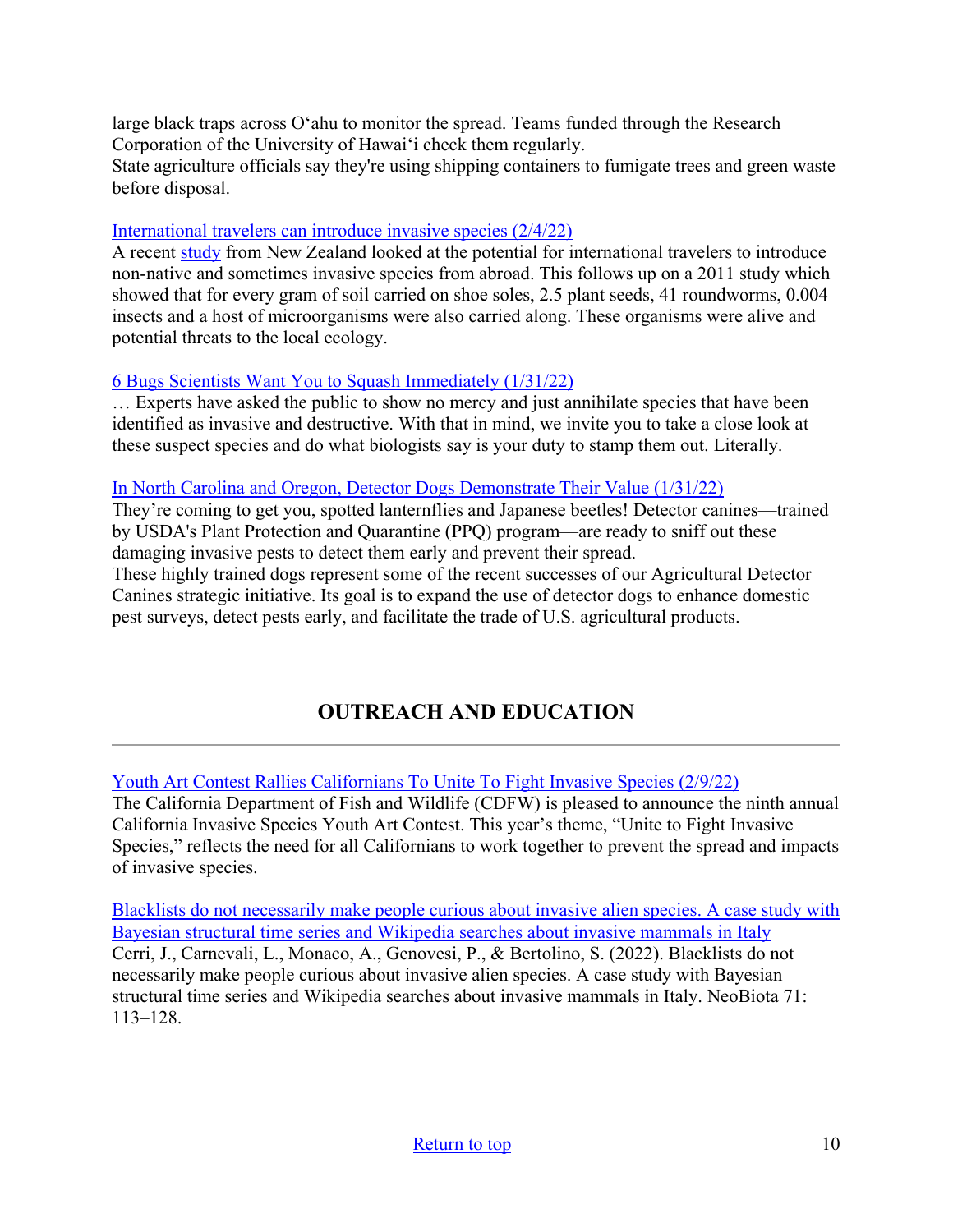large black traps across Oʻahu to monitor the spread. Teams funded through the Research Corporation of the University of Hawaiʻi check them regularly.
State agriculture officials say they're using shipping containers to fumigate trees and green waste before disposal.

International travelers can introduce invasive species (2/4/22)
A recent study from New Zealand looked at the potential for international travelers to introduce non-native and sometimes invasive species from abroad. This follows up on a 2011 study which showed that for every gram of soil carried on shoe soles, 2.5 plant seeds, 41 roundworms, 0.004 insects and a host of microorganisms were also carried along. These organisms were alive and potential threats to the local ecology.

6 Bugs Scientists Want You to Squash Immediately (1/31/22)
… Experts have asked the public to show no mercy and just annihilate species that have been identified as invasive and destructive. With that in mind, we invite you to take a close look at these suspect species and do what biologists say is your duty to stamp them out. Literally.

In North Carolina and Oregon, Detector Dogs Demonstrate Their Value (1/31/22)
They're coming to get you, spotted lanternflies and Japanese beetles! Detector canines—trained by USDA's Plant Protection and Quarantine (PPQ) program—are ready to sniff out these damaging invasive pests to detect them early and prevent their spread.
These highly trained dogs represent some of the recent successes of our Agricultural Detector Canines strategic initiative. Its goal is to expand the use of detector dogs to enhance domestic pest surveys, detect pests early, and facilitate the trade of U.S. agricultural products.

## OUTREACH AND EDUCATION

Youth Art Contest Rallies Californians To Unite To Fight Invasive Species (2/9/22)
The California Department of Fish and Wildlife (CDFW) is pleased to announce the ninth annual California Invasive Species Youth Art Contest. This year's theme, "Unite to Fight Invasive Species," reflects the need for all Californians to work together to prevent the spread and impacts of invasive species.

Blacklists do not necessarily make people curious about invasive alien species. A case study with Bayesian structural time series and Wikipedia searches about invasive mammals in Italy
Cerri, J., Carnevali, L., Monaco, A., Genovesi, P., & Bertolino, S. (2022). Blacklists do not necessarily make people curious about invasive alien species. A case study with Bayesian structural time series and Wikipedia searches about invasive mammals in Italy. NeoBiota 71: 113–128.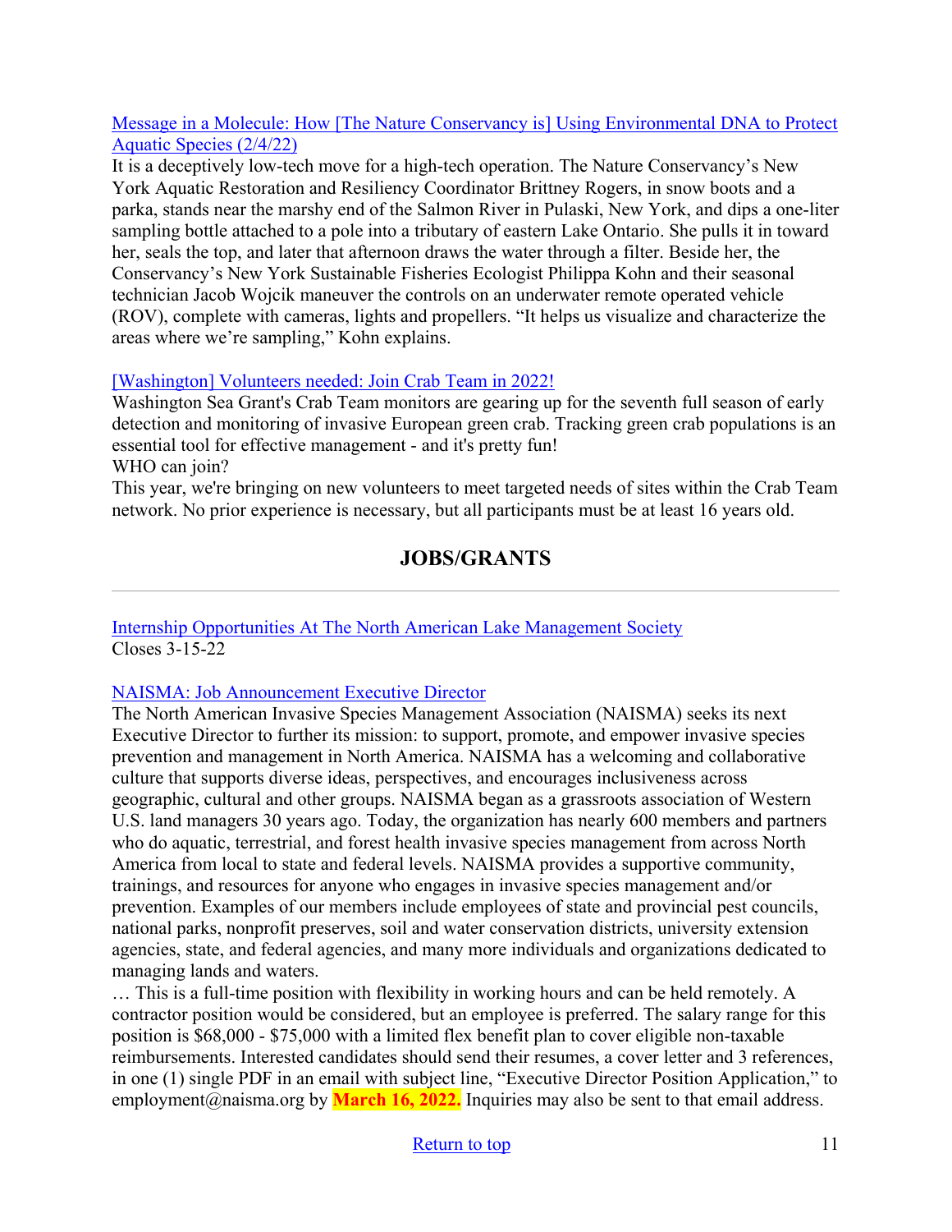Message in a Molecule: How [The Nature Conservancy is] Using Environmental DNA to Protect Aquatic Species (2/4/22)

It is a deceptively low-tech move for a high-tech operation. The Nature Conservancy's New York Aquatic Restoration and Resiliency Coordinator Brittney Rogers, in snow boots and a parka, stands near the marshy end of the Salmon River in Pulaski, New York, and dips a one-liter sampling bottle attached to a pole into a tributary of eastern Lake Ontario. She pulls it in toward her, seals the top, and later that afternoon draws the water through a filter. Beside her, the Conservancy's New York Sustainable Fisheries Ecologist Philippa Kohn and their seasonal technician Jacob Wojcik maneuver the controls on an underwater remote operated vehicle (ROV), complete with cameras, lights and propellers. "It helps us visualize and characterize the areas where we're sampling," Kohn explains.

[Washington] Volunteers needed: Join Crab Team in 2022!

Washington Sea Grant's Crab Team monitors are gearing up for the seventh full season of early detection and monitoring of invasive European green crab. Tracking green crab populations is an essential tool for effective management - and it's pretty fun!

WHO can join?

This year, we're bringing on new volunteers to meet targeted needs of sites within the Crab Team network. No prior experience is necessary, but all participants must be at least 16 years old.

## JOBS/GRANTS

---

Internship Opportunities At The North American Lake Management Society

Closes 3-15-22

NAISMA: Job Announcement Executive Director

The North American Invasive Species Management Association (NAISMA) seeks its next Executive Director to further its mission: to support, promote, and empower invasive species prevention and management in North America. NAISMA has a welcoming and collaborative culture that supports diverse ideas, perspectives, and encourages inclusiveness across geographic, cultural and other groups. NAISMA began as a grassroots association of Western U.S. land managers 30 years ago. Today, the organization has nearly 600 members and partners who do aquatic, terrestrial, and forest health invasive species management from across North America from local to state and federal levels. NAISMA provides a supportive community, trainings, and resources for anyone who engages in invasive species management and/or prevention. Examples of our members include employees of state and provincial pest councils, national parks, nonprofit preserves, soil and water conservation districts, university extension agencies, state, and federal agencies, and many more individuals and organizations dedicated to managing lands and waters.

… This is a full-time position with flexibility in working hours and can be held remotely. A contractor position would be considered, but an employee is preferred. The salary range for this position is $68,000 - $75,000 with a limited flex benefit plan to cover eligible non-taxable reimbursements. Interested candidates should send their resumes, a cover letter and 3 references, in one (1) single PDF in an email with subject line, "Executive Director Position Application," to employment@naisma.org by **March 16, 2022.** Inquiries may also be sent to that email address.

Return to top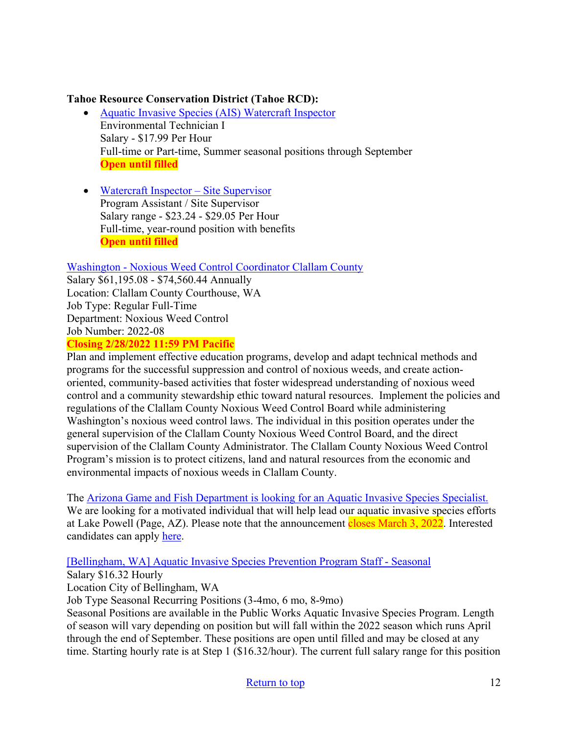**Tahoe Resource Conservation District (Tahoe RCD):**

- Aquatic Invasive Species (AIS) Watercraft Inspector
  Environmental Technician I
  Salary - $17.99 Per Hour
  Full-time or Part-time, Summer seasonal positions through September
  **Open until filled**

- Watercraft Inspector – Site Supervisor
  Program Assistant / Site Supervisor
  Salary range - $23.24 - $29.05 Per Hour
  Full-time, year-round position with benefits
  **Open until filled**

Washington - Noxious Weed Control Coordinator Clallam County
Salary $61,195.08 - $74,560.44 Annually
Location: Clallam County Courthouse, WA
Job Type: Regular Full-Time
Department: Noxious Weed Control
Job Number: 2022-08
**Closing 2/28/2022 11:59 PM Pacific**
Plan and implement effective education programs, develop and adapt technical methods and programs for the successful suppression and control of noxious weeds, and create action-oriented, community-based activities that foster widespread understanding of noxious weed control and a community stewardship ethic toward natural resources. Implement the policies and regulations of the Clallam County Noxious Weed Control Board while administering Washington's noxious weed control laws. The individual in this position operates under the general supervision of the Clallam County Noxious Weed Control Board, and the direct supervision of the Clallam County Administrator. The Clallam County Noxious Weed Control Program's mission is to protect citizens, land and natural resources from the economic and environmental impacts of noxious weeds in Clallam County.

The Arizona Game and Fish Department is looking for an Aquatic Invasive Species Specialist. We are looking for a motivated individual that will help lead our aquatic invasive species efforts at Lake Powell (Page, AZ). Please note that the announcement closes March 3, 2022. Interested candidates can apply here.

[Bellingham, WA] Aquatic Invasive Species Prevention Program Staff - Seasonal
Salary $16.32 Hourly
Location City of Bellingham, WA
Job Type Seasonal Recurring Positions (3-4mo, 6 mo, 8-9mo)
Seasonal Positions are available in the Public Works Aquatic Invasive Species Program. Length of season will vary depending on position but will fall within the 2022 season which runs April through the end of September. These positions are open until filled and may be closed at any time. Starting hourly rate is at Step 1 ($16.32/hour). The current full salary range for this position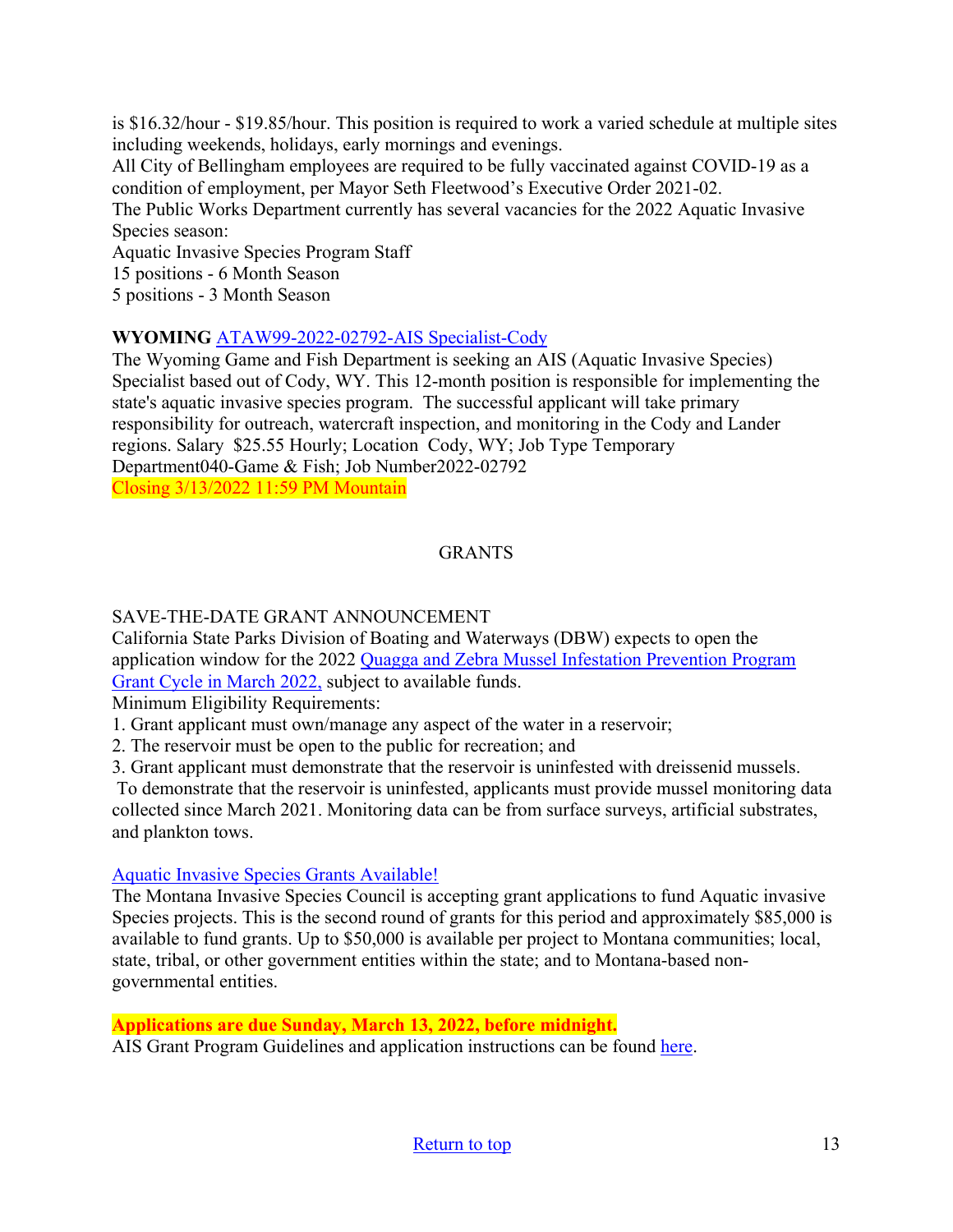is $16.32/hour - $19.85/hour. This position is required to work a varied schedule at multiple sites including weekends, holidays, early mornings and evenings.
All City of Bellingham employees are required to be fully vaccinated against COVID-19 as a condition of employment, per Mayor Seth Fleetwood's Executive Order 2021-02.
The Public Works Department currently has several vacancies for the 2022 Aquatic Invasive Species season:
Aquatic Invasive Species Program Staff
15 positions - 6 Month Season
5 positions - 3 Month Season

**WYOMING** ATAW99-2022-02792-AIS Specialist-Cody
The Wyoming Game and Fish Department is seeking an AIS (Aquatic Invasive Species) Specialist based out of Cody, WY. This 12-month position is responsible for implementing the state's aquatic invasive species program. The successful applicant will take primary responsibility for outreach, watercraft inspection, and monitoring in the Cody and Lander regions. Salary $25.55 Hourly; Location Cody, WY; Job Type Temporary Department040-Game & Fish; Job Number2022-02792
Closing 3/13/2022 11:59 PM Mountain

## GRANTS

SAVE-THE-DATE GRANT ANNOUNCEMENT
California State Parks Division of Boating and Waterways (DBW) expects to open the application window for the 2022 Quagga and Zebra Mussel Infestation Prevention Program Grant Cycle in March 2022, subject to available funds.
Minimum Eligibility Requirements:
1. Grant applicant must own/manage any aspect of the water in a reservoir;
2. The reservoir must be open to the public for recreation; and
3. Grant applicant must demonstrate that the reservoir is uninfested with dreissenid mussels.
To demonstrate that the reservoir is uninfested, applicants must provide mussel monitoring data collected since March 2021. Monitoring data can be from surface surveys, artificial substrates, and plankton tows.

Aquatic Invasive Species Grants Available!
The Montana Invasive Species Council is accepting grant applications to fund Aquatic invasive Species projects. This is the second round of grants for this period and approximately $85,000 is available to fund grants. Up to $50,000 is available per project to Montana communities; local, state, tribal, or other government entities within the state; and to Montana-based non-governmental entities.

**Applications are due Sunday, March 13, 2022, before midnight.**
AIS Grant Program Guidelines and application instructions can be found here.

Return to top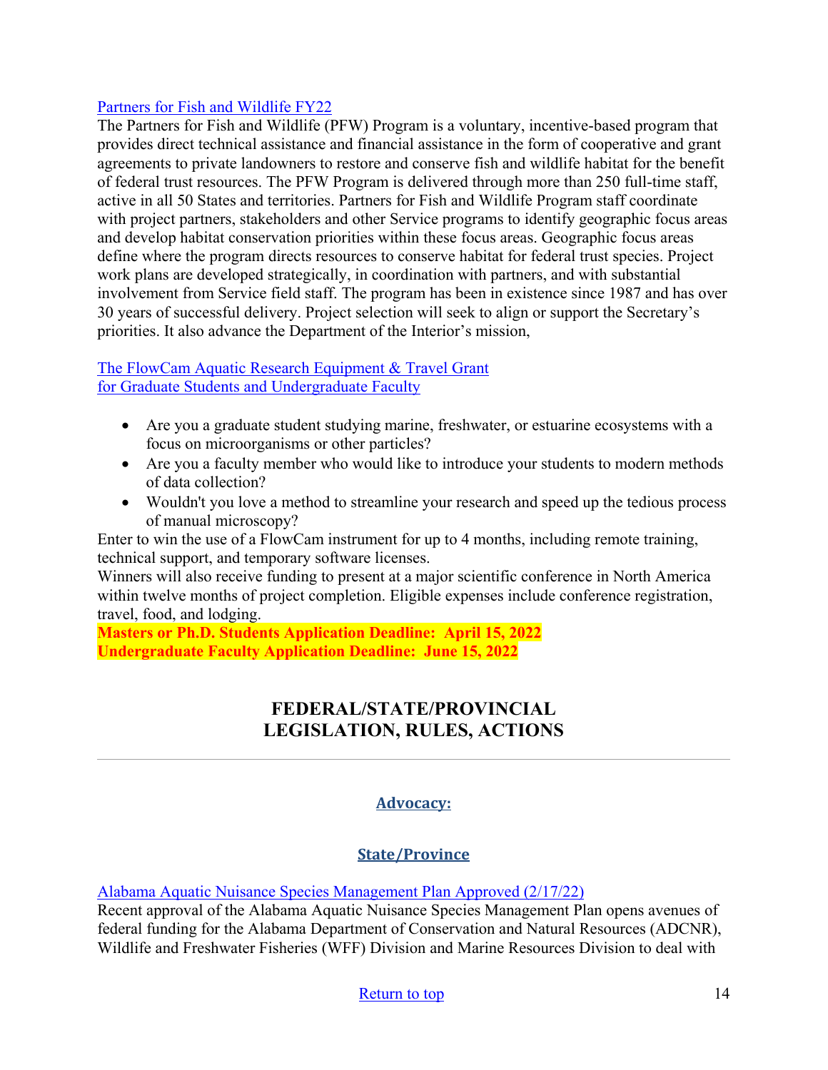[Partners for Fish and Wildlife FY22](#)

The Partners for Fish and Wildlife (PFW) Program is a voluntary, incentive-based program that provides direct technical assistance and financial assistance in the form of cooperative and grant agreements to private landowners to restore and conserve fish and wildlife habitat for the benefit of federal trust resources. The PFW Program is delivered through more than 250 full-time staff, active in all 50 States and territories. Partners for Fish and Wildlife Program staff coordinate with project partners, stakeholders and other Service programs to identify geographic focus areas and develop habitat conservation priorities within these focus areas. Geographic focus areas define where the program directs resources to conserve habitat for federal trust species. Project work plans are developed strategically, in coordination with partners, and with substantial involvement from Service field staff. The program has been in existence since 1987 and has over 30 years of successful delivery. Project selection will seek to align or support the Secretary's priorities. It also advance the Department of the Interior's mission,

[The FlowCam Aquatic Research Equipment & Travel Grant for Graduate Students and Undergraduate Faculty](#)

- Are you a graduate student studying marine, freshwater, or estuarine ecosystems with a focus on microorganisms or other particles?
- Are you a faculty member who would like to introduce your students to modern methods of data collection?
- Wouldn't you love a method to streamline your research and speed up the tedious process of manual microscopy?

Enter to win the use of a FlowCam instrument for up to 4 months, including remote training, technical support, and temporary software licenses.

Winners will also receive funding to present at a major scientific conference in North America within twelve months of project completion. Eligible expenses include conference registration, travel, food, and lodging.

**Masters or Ph.D. Students Application Deadline: April 15, 2022**
**Undergraduate Faculty Application Deadline: June 15, 2022**

## FEDERAL/STATE/PROVINCIAL LEGISLATION, RULES, ACTIONS

---

### Advocacy:

### State/Province

[Alabama Aquatic Nuisance Species Management Plan Approved (2/17/22)](#)

Recent approval of the Alabama Aquatic Nuisance Species Management Plan opens avenues of federal funding for the Alabama Department of Conservation and Natural Resources (ADCNR), Wildlife and Freshwater Fisheries (WFF) Division and Marine Resources Division to deal with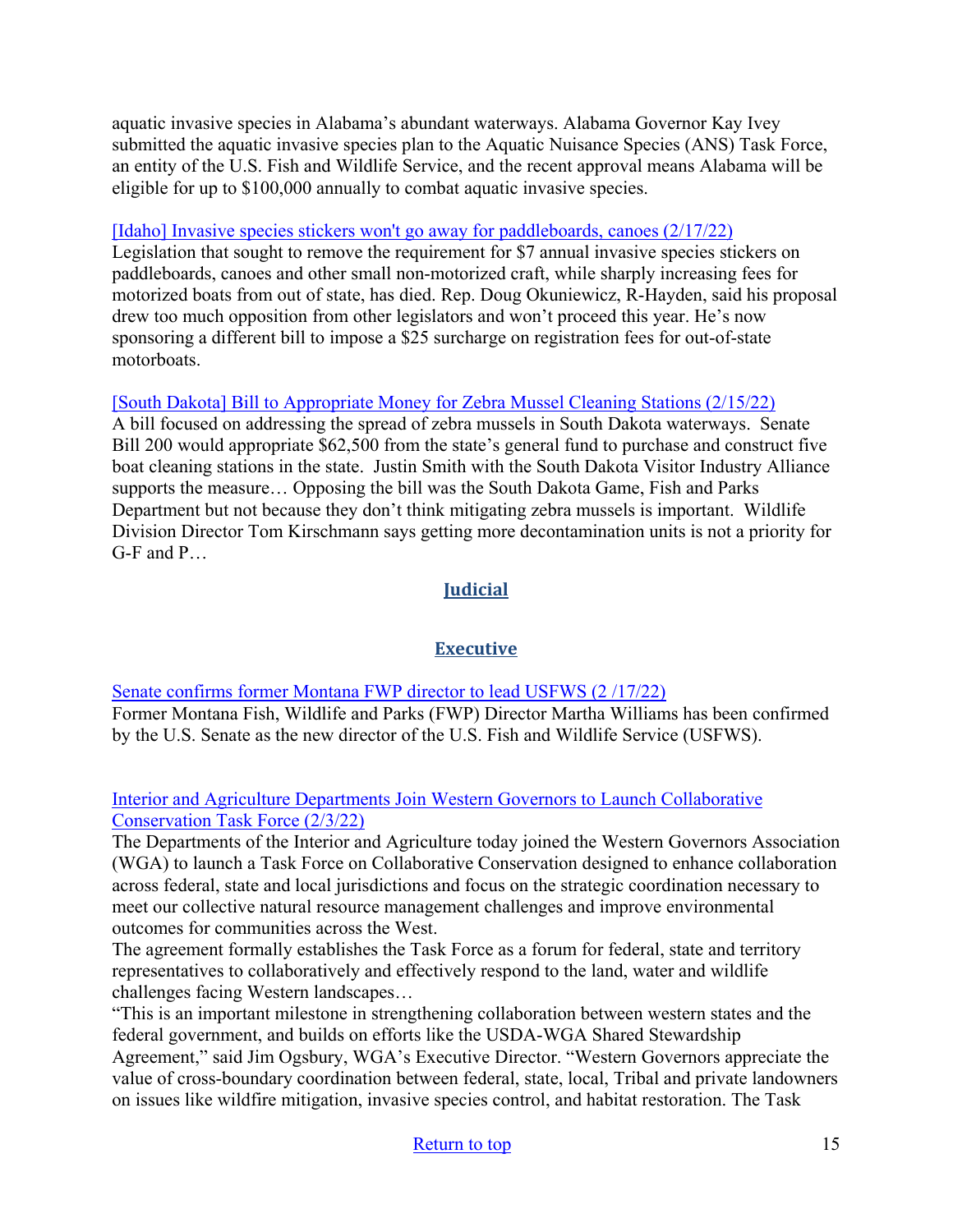aquatic invasive species in Alabama's abundant waterways. Alabama Governor Kay Ivey submitted the aquatic invasive species plan to the Aquatic Nuisance Species (ANS) Task Force, an entity of the U.S. Fish and Wildlife Service, and the recent approval means Alabama will be eligible for up to $100,000 annually to combat aquatic invasive species.

[Idaho] Invasive species stickers won't go away for paddleboards, canoes (2/17/22)
Legislation that sought to remove the requirement for $7 annual invasive species stickers on paddleboards, canoes and other small non-motorized craft, while sharply increasing fees for motorized boats from out of state, has died. Rep. Doug Okuniewicz, R-Hayden, said his proposal drew too much opposition from other legislators and won't proceed this year. He's now sponsoring a different bill to impose a $25 surcharge on registration fees for out-of-state motorboats.

[South Dakota] Bill to Appropriate Money for Zebra Mussel Cleaning Stations (2/15/22)
A bill focused on addressing the spread of zebra mussels in South Dakota waterways. Senate Bill 200 would appropriate $62,500 from the state's general fund to purchase and construct five boat cleaning stations in the state. Justin Smith with the South Dakota Visitor Industry Alliance supports the measure… Opposing the bill was the South Dakota Game, Fish and Parks Department but not because they don't think mitigating zebra mussels is important. Wildlife Division Director Tom Kirschmann says getting more decontamination units is not a priority for G-F and P…

## Judicial

## Executive

Senate confirms former Montana FWP director to lead USFWS (2 /17/22)
Former Montana Fish, Wildlife and Parks (FWP) Director Martha Williams has been confirmed by the U.S. Senate as the new director of the U.S. Fish and Wildlife Service (USFWS).

Interior and Agriculture Departments Join Western Governors to Launch Collaborative Conservation Task Force (2/3/22)
The Departments of the Interior and Agriculture today joined the Western Governors Association (WGA) to launch a Task Force on Collaborative Conservation designed to enhance collaboration across federal, state and local jurisdictions and focus on the strategic coordination necessary to meet our collective natural resource management challenges and improve environmental outcomes for communities across the West.
The agreement formally establishes the Task Force as a forum for federal, state and territory representatives to collaboratively and effectively respond to the land, water and wildlife challenges facing Western landscapes…
"This is an important milestone in strengthening collaboration between western states and the federal government, and builds on efforts like the USDA-WGA Shared Stewardship Agreement," said Jim Ogsbury, WGA's Executive Director. "Western Governors appreciate the value of cross-boundary coordination between federal, state, local, Tribal and private landowners on issues like wildfire mitigation, invasive species control, and habitat restoration. The Task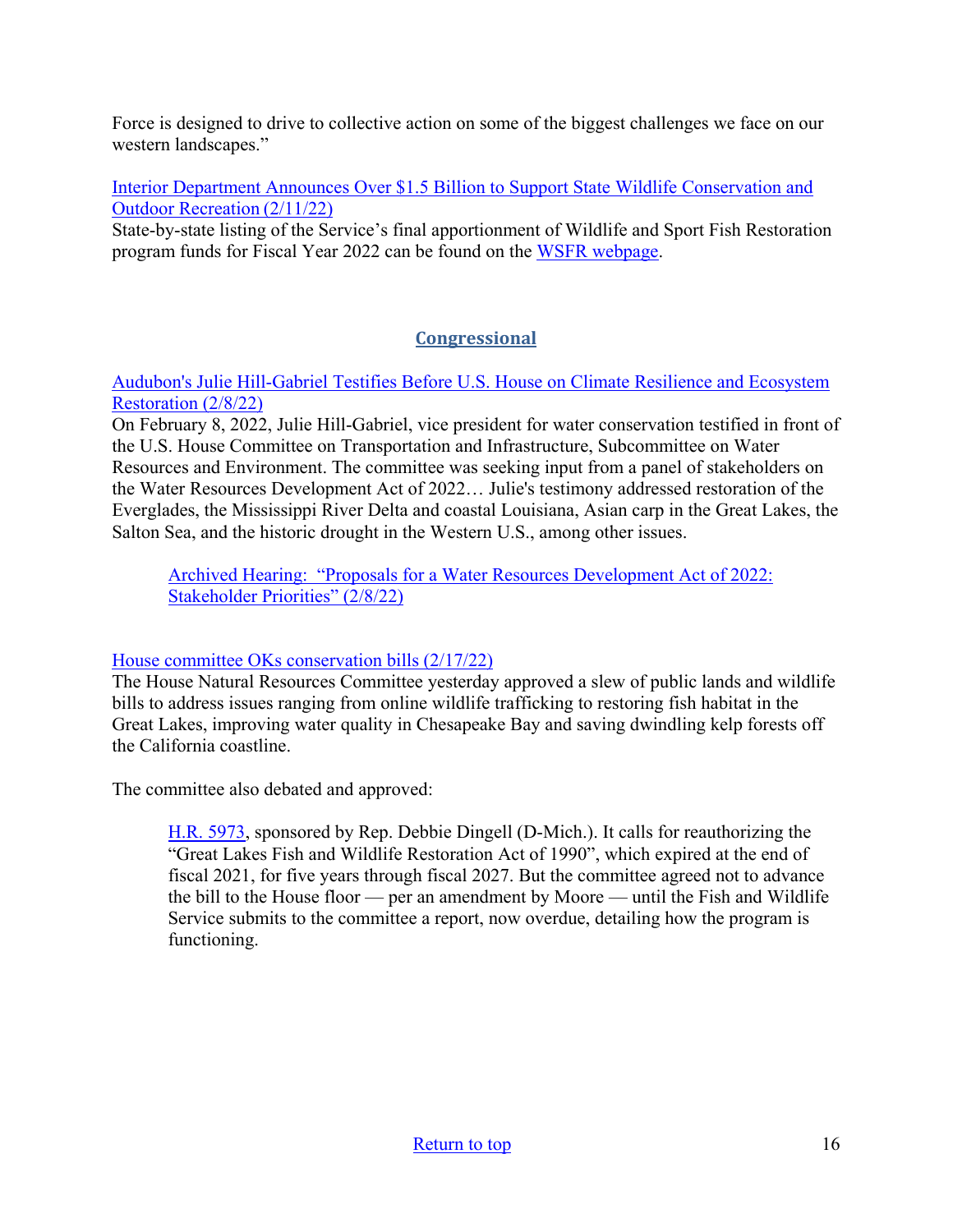Force is designed to drive to collective action on some of the biggest challenges we face on our western landscapes."

[Interior Department Announces Over $1.5 Billion to Support State Wildlife Conservation and Outdoor Recreation (2/11/22)]
State-by-state listing of the Service's final apportionment of Wildlife and Sport Fish Restoration program funds for Fiscal Year 2022 can be found on the [WSFR webpage].

## Congressional

[Audubon's Julie Hill-Gabriel Testifies Before U.S. House on Climate Resilience and Ecosystem Restoration (2/8/22)]
On February 8, 2022, Julie Hill-Gabriel, vice president for water conservation testified in front of the U.S. House Committee on Transportation and Infrastructure, Subcommittee on Water Resources and Environment. The committee was seeking input from a panel of stakeholders on the Water Resources Development Act of 2022… Julie's testimony addressed restoration of the Everglades, the Mississippi River Delta and coastal Louisiana, Asian carp in the Great Lakes, the Salton Sea, and the historic drought in the Western U.S., among other issues.

> [Archived Hearing: "Proposals for a Water Resources Development Act of 2022: Stakeholder Priorities" (2/8/22)]

[House committee OKs conservation bills (2/17/22)]
The House Natural Resources Committee yesterday approved a slew of public lands and wildlife bills to address issues ranging from online wildlife trafficking to restoring fish habitat in the Great Lakes, improving water quality in Chesapeake Bay and saving dwindling kelp forests off the California coastline.

The committee also debated and approved:

> [H.R. 5973], sponsored by Rep. Debbie Dingell (D-Mich.). It calls for reauthorizing the "Great Lakes Fish and Wildlife Restoration Act of 1990", which expired at the end of fiscal 2021, for five years through fiscal 2027. But the committee agreed not to advance the bill to the House floor — per an amendment by Moore — until the Fish and Wildlife Service submits to the committee a report, now overdue, detailing how the program is functioning.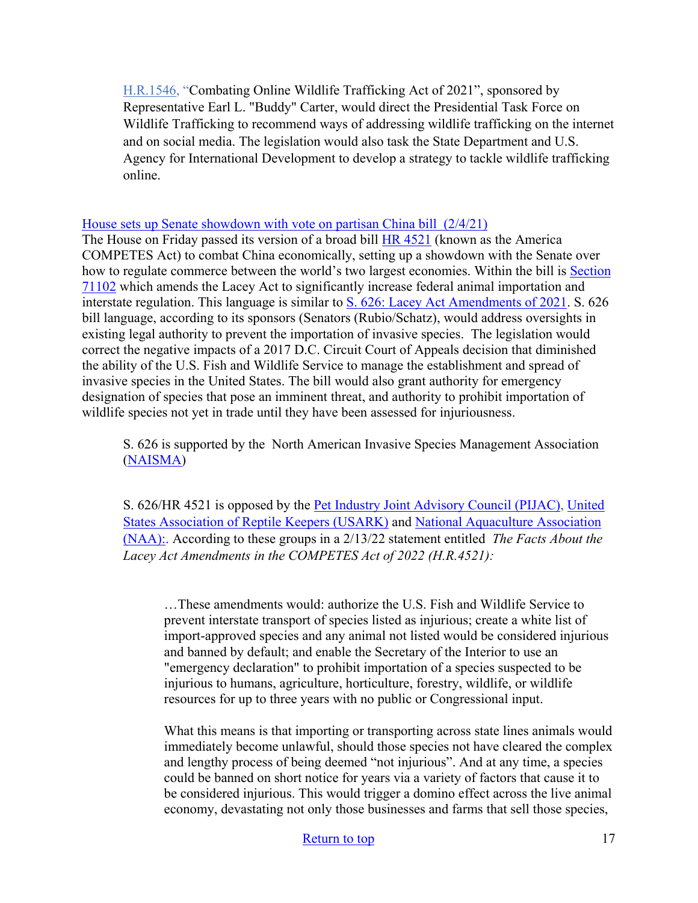H.R.1546, "Combating Online Wildlife Trafficking Act of 2021", sponsored by Representative Earl L. "Buddy" Carter, would direct the Presidential Task Force on Wildlife Trafficking to recommend ways of addressing wildlife trafficking on the internet and on social media. The legislation would also task the State Department and U.S. Agency for International Development to develop a strategy to tackle wildlife trafficking online.

House sets up Senate showdown with vote on partisan China bill (2/4/21)

The House on Friday passed its version of a broad bill HR 4521 (known as the America COMPETES Act) to combat China economically, setting up a showdown with the Senate over how to regulate commerce between the world's two largest economies. Within the bill is Section 71102 which amends the Lacey Act to significantly increase federal animal importation and interstate regulation. This language is similar to S. 626: Lacey Act Amendments of 2021. S. 626 bill language, according to its sponsors (Senators (Rubio/Schatz), would address oversights in existing legal authority to prevent the importation of invasive species. The legislation would correct the negative impacts of a 2017 D.C. Circuit Court of Appeals decision that diminished the ability of the U.S. Fish and Wildlife Service to manage the establishment and spread of invasive species in the United States. The bill would also grant authority for emergency designation of species that pose an imminent threat, and authority to prohibit importation of wildlife species not yet in trade until they have been assessed for injuriousness.

> S. 626 is supported by the North American Invasive Species Management Association (NAISMA)
>
> S. 626/HR 4521 is opposed by the Pet Industry Joint Advisory Council (PIJAC), United States Association of Reptile Keepers (USARK) and National Aquaculture Association (NAA):. According to these groups in a 2/13/22 statement entitled *The Facts About the Lacey Act Amendments in the COMPETES Act of 2022 (H.R.4521):*
>
>> …These amendments would: authorize the U.S. Fish and Wildlife Service to prevent interstate transport of species listed as injurious; create a white list of import-approved species and any animal not listed would be considered injurious and banned by default; and enable the Secretary of the Interior to use an "emergency declaration" to prohibit importation of a species suspected to be injurious to humans, agriculture, horticulture, forestry, wildlife, or wildlife resources for up to three years with no public or Congressional input.
>>
>> What this means is that importing or transporting across state lines animals would immediately become unlawful, should those species not have cleared the complex and lengthy process of being deemed "not injurious". And at any time, a species could be banned on short notice for years via a variety of factors that cause it to be considered injurious. This would trigger a domino effect across the live animal economy, devastating not only those businesses and farms that sell those species,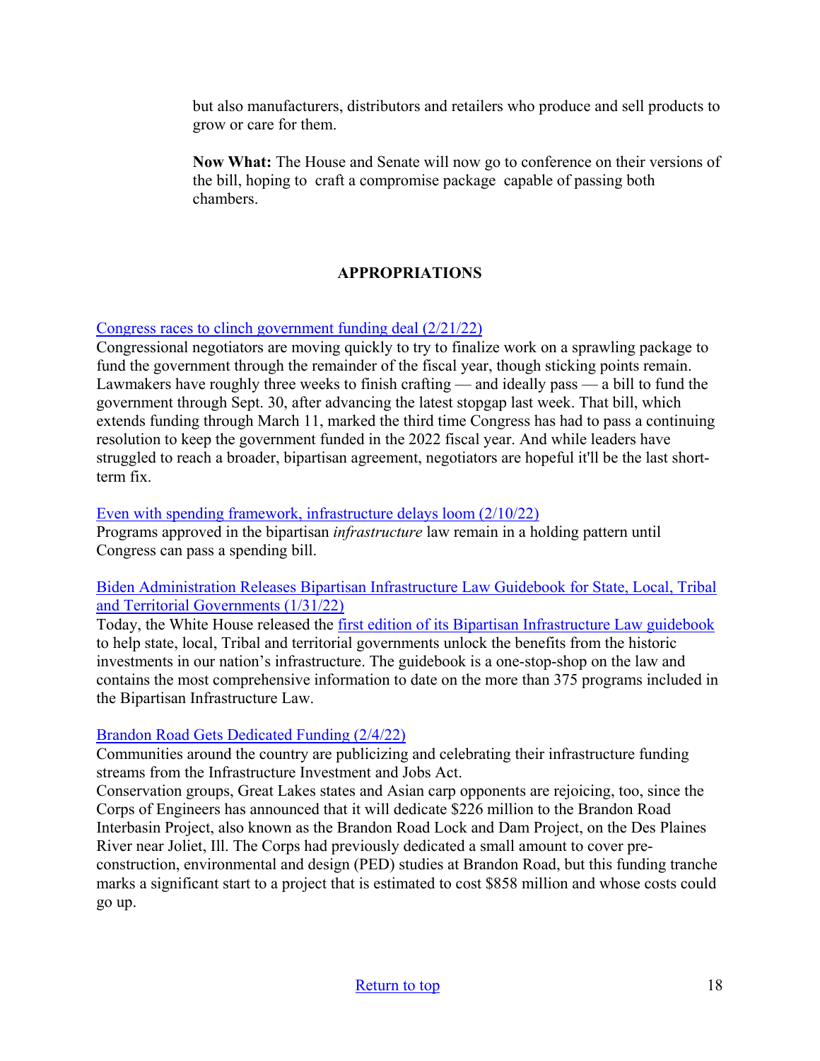but also manufacturers, distributors and retailers who produce and sell products to grow or care for them.

**Now What:** The House and Senate will now go to conference on their versions of the bill, hoping to craft a compromise package capable of passing both chambers.

## APPROPRIATIONS

Congress races to clinch government funding deal (2/21/22)
Congressional negotiators are moving quickly to try to finalize work on a sprawling package to fund the government through the remainder of the fiscal year, though sticking points remain. Lawmakers have roughly three weeks to finish crafting — and ideally pass — a bill to fund the government through Sept. 30, after advancing the latest stopgap last week. That bill, which extends funding through March 11, marked the third time Congress has had to pass a continuing resolution to keep the government funded in the 2022 fiscal year. And while leaders have struggled to reach a broader, bipartisan agreement, negotiators are hopeful it'll be the last short-term fix.

Even with spending framework, infrastructure delays loom (2/10/22)
Programs approved in the bipartisan *infrastructure* law remain in a holding pattern until Congress can pass a spending bill.

Biden Administration Releases Bipartisan Infrastructure Law Guidebook for State, Local, Tribal and Territorial Governments (1/31/22)
Today, the White House released the first edition of its Bipartisan Infrastructure Law guidebook to help state, local, Tribal and territorial governments unlock the benefits from the historic investments in our nation's infrastructure. The guidebook is a one-stop-shop on the law and contains the most comprehensive information to date on the more than 375 programs included in the Bipartisan Infrastructure Law.

Brandon Road Gets Dedicated Funding (2/4/22)
Communities around the country are publicizing and celebrating their infrastructure funding streams from the Infrastructure Investment and Jobs Act.
Conservation groups, Great Lakes states and Asian carp opponents are rejoicing, too, since the Corps of Engineers has announced that it will dedicate $226 million to the Brandon Road Interbasin Project, also known as the Brandon Road Lock and Dam Project, on the Des Plaines River near Joliet, Ill. The Corps had previously dedicated a small amount to cover pre-construction, environmental and design (PED) studies at Brandon Road, but this funding tranche marks a significant start to a project that is estimated to cost $858 million and whose costs could go up.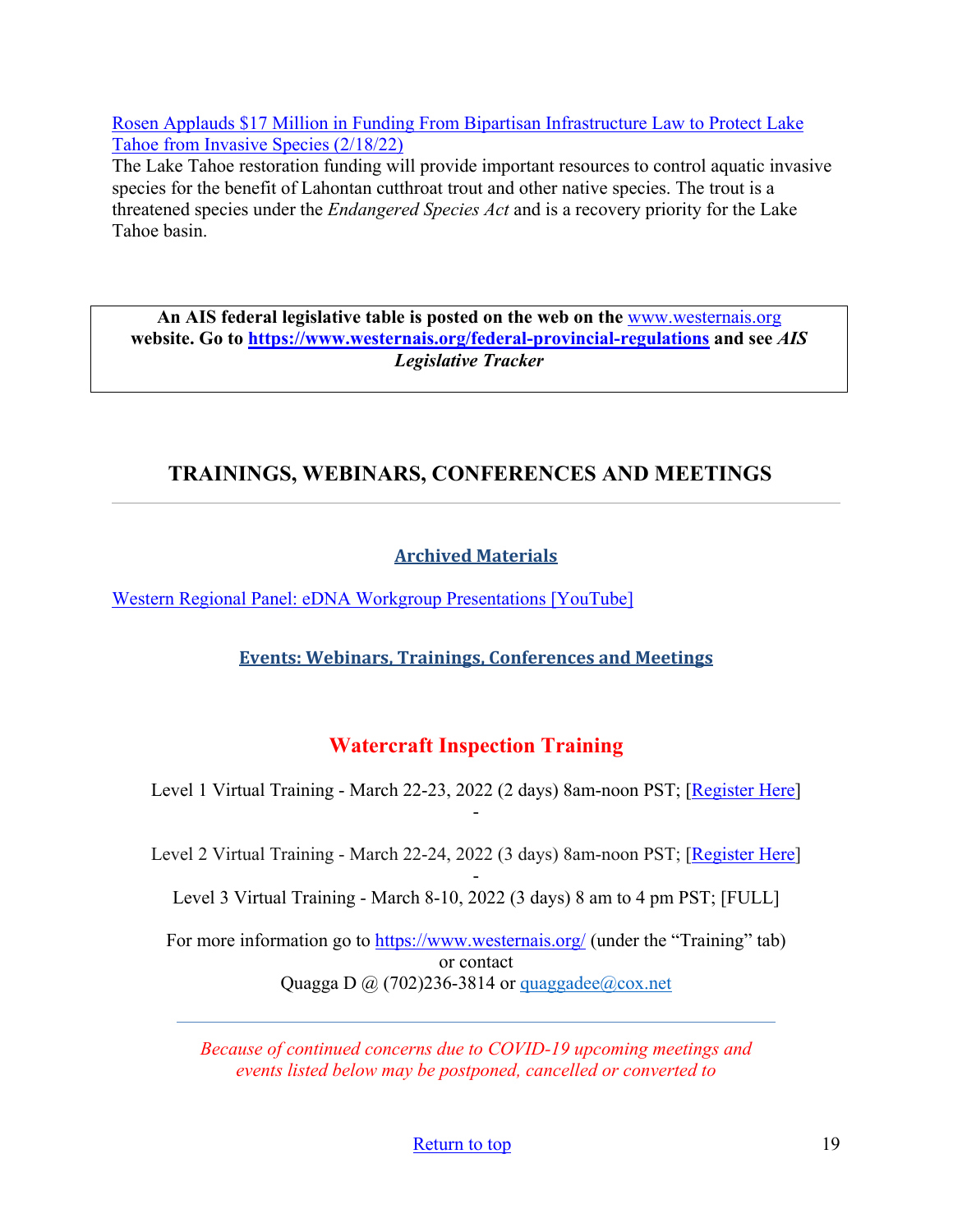[Rosen Applauds $17 Million in Funding From Bipartisan Infrastructure Law to Protect Lake Tahoe from Invasive Species (2/18/22)](#)
The Lake Tahoe restoration funding will provide important resources to control aquatic invasive species for the benefit of Lahontan cutthroat trout and other native species. The trout is a threatened species under the *Endangered Species Act* and is a recovery priority for the Lake Tahoe basin.

> **An AIS federal legislative table is posted on the web on the [www.westernais.org](http://www.westernais.org) website. Go to [https://www.westernais.org/federal-provincial-regulations](https://www.westernais.org/federal-provincial-regulations) and see *AIS Legislative Tracker***

## TRAININGS, WEBINARS, CONFERENCES AND MEETINGS

---

### Archived Materials

[Western Regional Panel: eDNA Workgroup Presentations [YouTube]](#)

### Events: Webinars, Trainings, Conferences and Meetings

### Watercraft Inspection Training

Level 1 Virtual Training - March 22-23, 2022 (2 days) 8am-noon PST; [Register Here]

-

Level 2 Virtual Training - March 22-24, 2022 (3 days) 8am-noon PST; [Register Here]

-

Level 3 Virtual Training - March 8-10, 2022 (3 days) 8 am to 4 pm PST; [FULL]

For more information go to [https://www.westernais.org/](https://www.westernais.org/) (under the "Training" tab)
or contact
Quagga D @ (702)236-3814 or [quaggadee@cox.net](mailto:quaggadee@cox.net)

---

*Because of continued concerns due to COVID-19 upcoming meetings and events listed below may be postponed, cancelled or converted to*

[Return to top](#)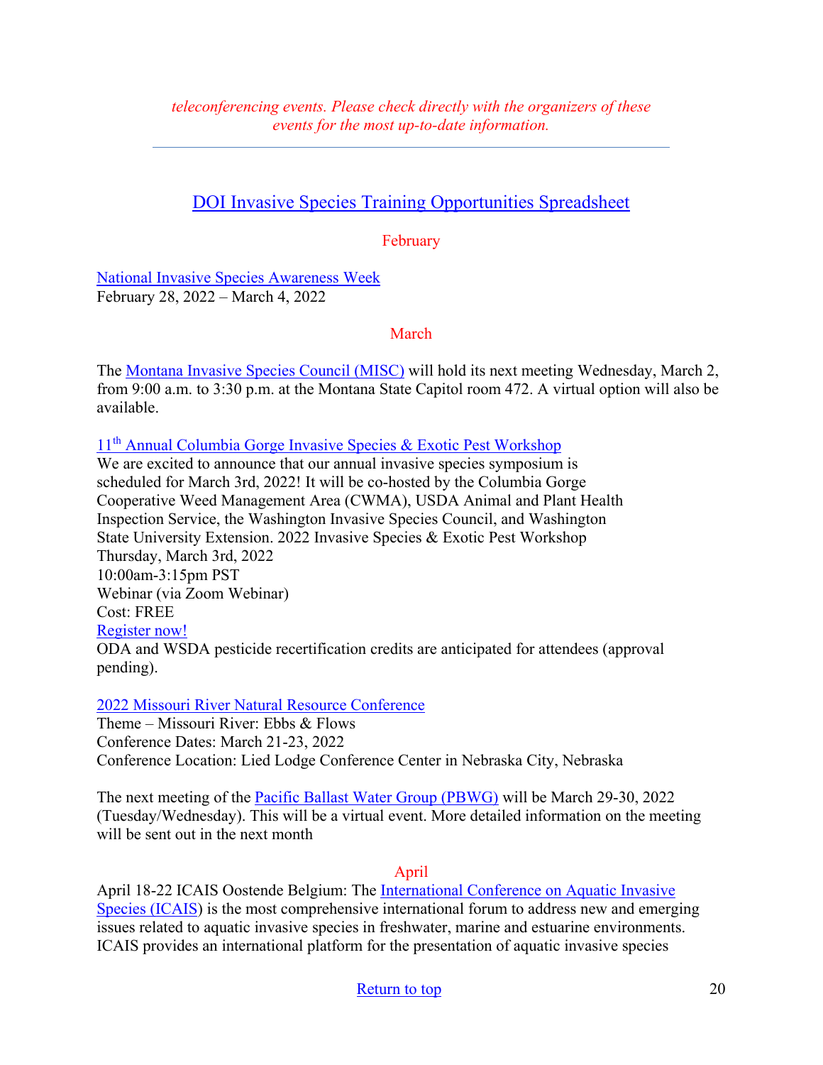*teleconferencing events. Please check directly with the organizers of these events for the most up-to-date information.*

---

## DOI Invasive Species Training Opportunities Spreadsheet

### February

National Invasive Species Awareness Week
February 28, 2022 – March 4, 2022

### March

The Montana Invasive Species Council (MISC) will hold its next meeting Wednesday, March 2, from 9:00 a.m. to 3:30 p.m. at the Montana State Capitol room 472. A virtual option will also be available.

11th Annual Columbia Gorge Invasive Species & Exotic Pest Workshop
We are excited to announce that our annual invasive species symposium is scheduled for March 3rd, 2022! It will be co-hosted by the Columbia Gorge Cooperative Weed Management Area (CWMA), USDA Animal and Plant Health Inspection Service, the Washington Invasive Species Council, and Washington State University Extension. 2022 Invasive Species & Exotic Pest Workshop
Thursday, March 3rd, 2022
10:00am-3:15pm PST
Webinar (via Zoom Webinar)
Cost: FREE
Register now!
ODA and WSDA pesticide recertification credits are anticipated for attendees (approval pending).

2022 Missouri River Natural Resource Conference
Theme – Missouri River: Ebbs & Flows
Conference Dates: March 21-23, 2022
Conference Location: Lied Lodge Conference Center in Nebraska City, Nebraska

The next meeting of the Pacific Ballast Water Group (PBWG) will be March 29-30, 2022 (Tuesday/Wednesday). This will be a virtual event. More detailed information on the meeting will be sent out in the next month

### April

April 18-22 ICAIS Oostende Belgium: The International Conference on Aquatic Invasive Species (ICAIS) is the most comprehensive international forum to address new and emerging issues related to aquatic invasive species in freshwater, marine and estuarine environments. ICAIS provides an international platform for the presentation of aquatic invasive species

Return to top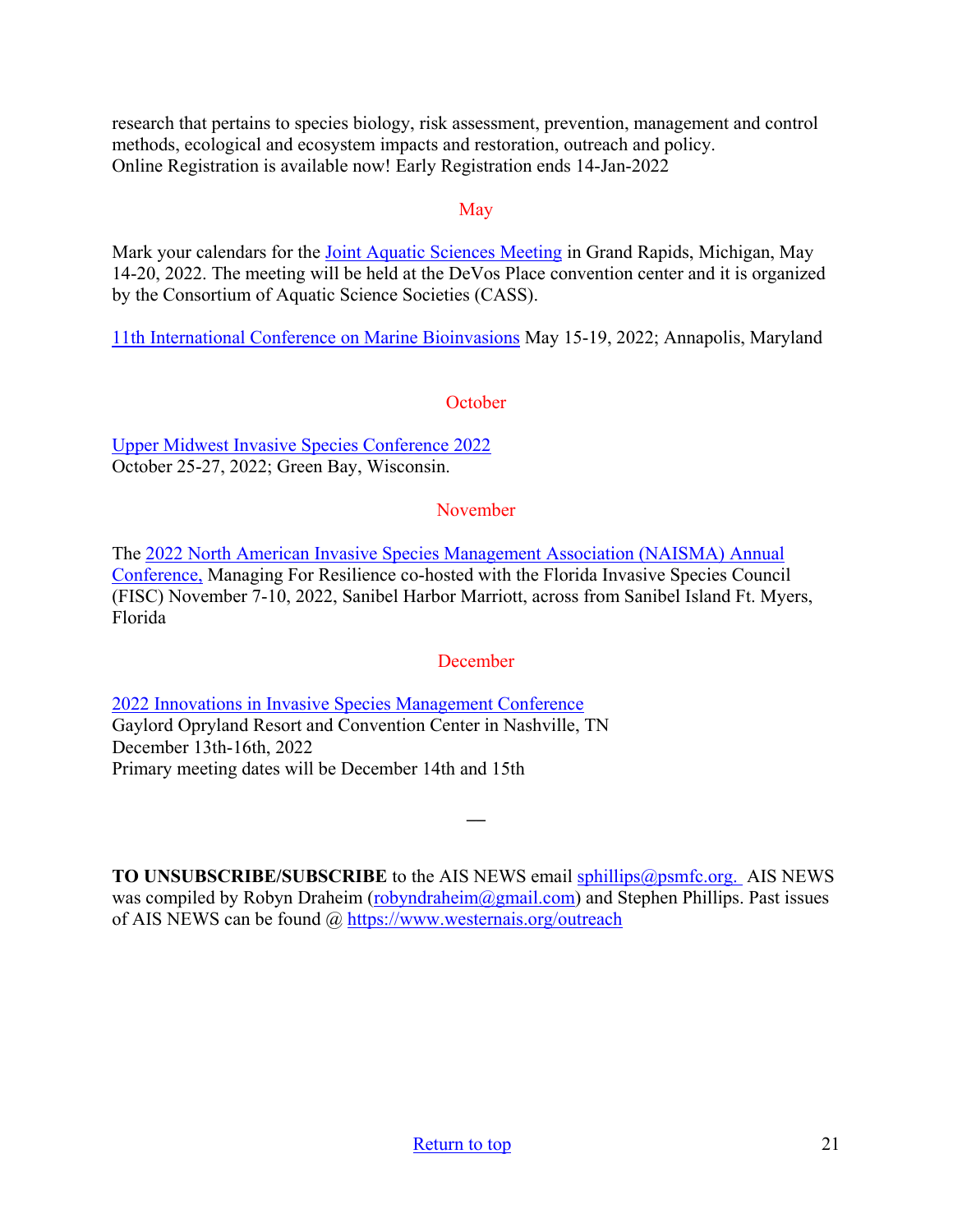research that pertains to species biology, risk assessment, prevention, management and control methods, ecological and ecosystem impacts and restoration, outreach and policy.
Online Registration is available now! Early Registration ends 14-Jan-2022

May

Mark your calendars for the Joint Aquatic Sciences Meeting in Grand Rapids, Michigan, May 14-20, 2022. The meeting will be held at the DeVos Place convention center and it is organized by the Consortium of Aquatic Science Societies (CASS).

11th International Conference on Marine Bioinvasions May 15-19, 2022; Annapolis, Maryland

October

Upper Midwest Invasive Species Conference 2022
October 25-27, 2022; Green Bay, Wisconsin.

November

The 2022 North American Invasive Species Management Association (NAISMA) Annual Conference, Managing For Resilience co-hosted with the Florida Invasive Species Council (FISC) November 7-10, 2022, Sanibel Harbor Marriott, across from Sanibel Island Ft. Myers, Florida

December

2022 Innovations in Invasive Species Management Conference
Gaylord Opryland Resort and Convention Center in Nashville, TN
December 13th-16th, 2022
Primary meeting dates will be December 14th and 15th

—

**TO UNSUBSCRIBE/SUBSCRIBE** to the AIS NEWS email sphillips@psmfc.org. AIS NEWS was compiled by Robyn Draheim (robyndraheim@gmail.com) and Stephen Phillips. Past issues of AIS NEWS can be found @ https://www.westernais.org/outreach

Return to top